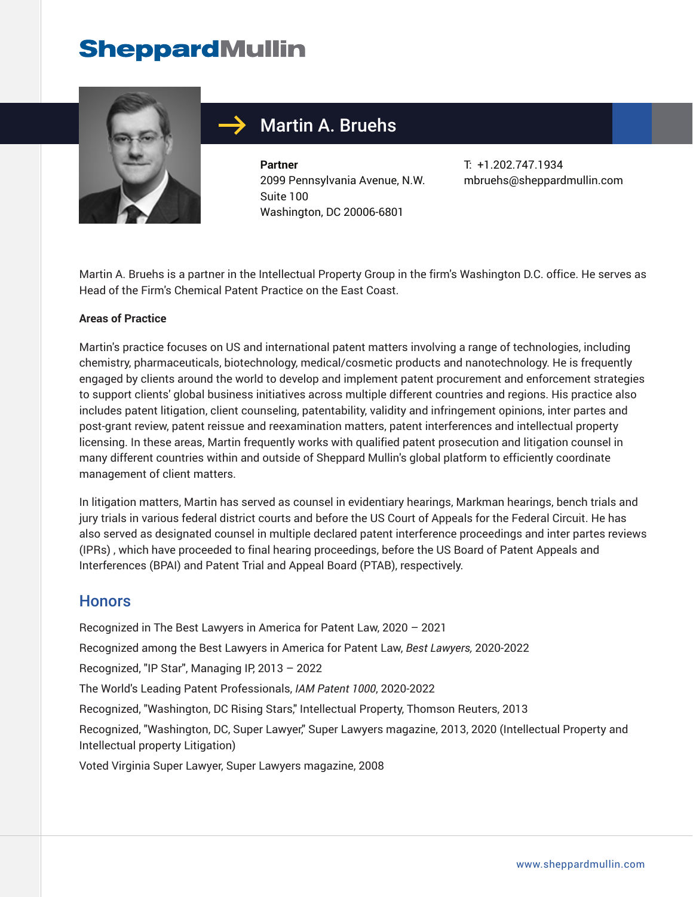# SheppardMullin

## Martin A. Bruehs

**Partner**
2099 Pennsylvania Avenue, N.W.
Suite 100
Washington, DC 20006-6801

T: +1.202.747.1934
mbruehs@sheppardmullin.com

Martin A. Bruehs is a partner in the Intellectual Property Group in the firm's Washington D.C. office. He serves as Head of the Firm's Chemical Patent Practice on the East Coast.

**Areas of Practice**

Martin's practice focuses on US and international patent matters involving a range of technologies, including chemistry, pharmaceuticals, biotechnology, medical/cosmetic products and nanotechnology. He is frequently engaged by clients around the world to develop and implement patent procurement and enforcement strategies to support clients' global business initiatives across multiple different countries and regions. His practice also includes patent litigation, client counseling, patentability, validity and infringement opinions, inter partes and post-grant review, patent reissue and reexamination matters, patent interferences and intellectual property licensing. In these areas, Martin frequently works with qualified patent prosecution and litigation counsel in many different countries within and outside of Sheppard Mullin's global platform to efficiently coordinate management of client matters.

In litigation matters, Martin has served as counsel in evidentiary hearings, Markman hearings, bench trials and jury trials in various federal district courts and before the US Court of Appeals for the Federal Circuit. He has also served as designated counsel in multiple declared patent interference proceedings and inter partes reviews (IPRs) , which have proceeded to final hearing proceedings, before the US Board of Patent Appeals and Interferences (BPAI) and Patent Trial and Appeal Board (PTAB), respectively.

## Honors

Recognized in The Best Lawyers in America for Patent Law, 2020 – 2021

Recognized among the Best Lawyers in America for Patent Law, *Best Lawyers,* 2020-2022

Recognized, "IP Star", Managing IP, 2013 – 2022

The World's Leading Patent Professionals, *IAM Patent 1000*, 2020-2022

Recognized, "Washington, DC Rising Stars," Intellectual Property, Thomson Reuters, 2013

Recognized, "Washington, DC, Super Lawyer," Super Lawyers magazine, 2013, 2020 (Intellectual Property and Intellectual property Litigation)

Voted Virginia Super Lawyer, Super Lawyers magazine, 2008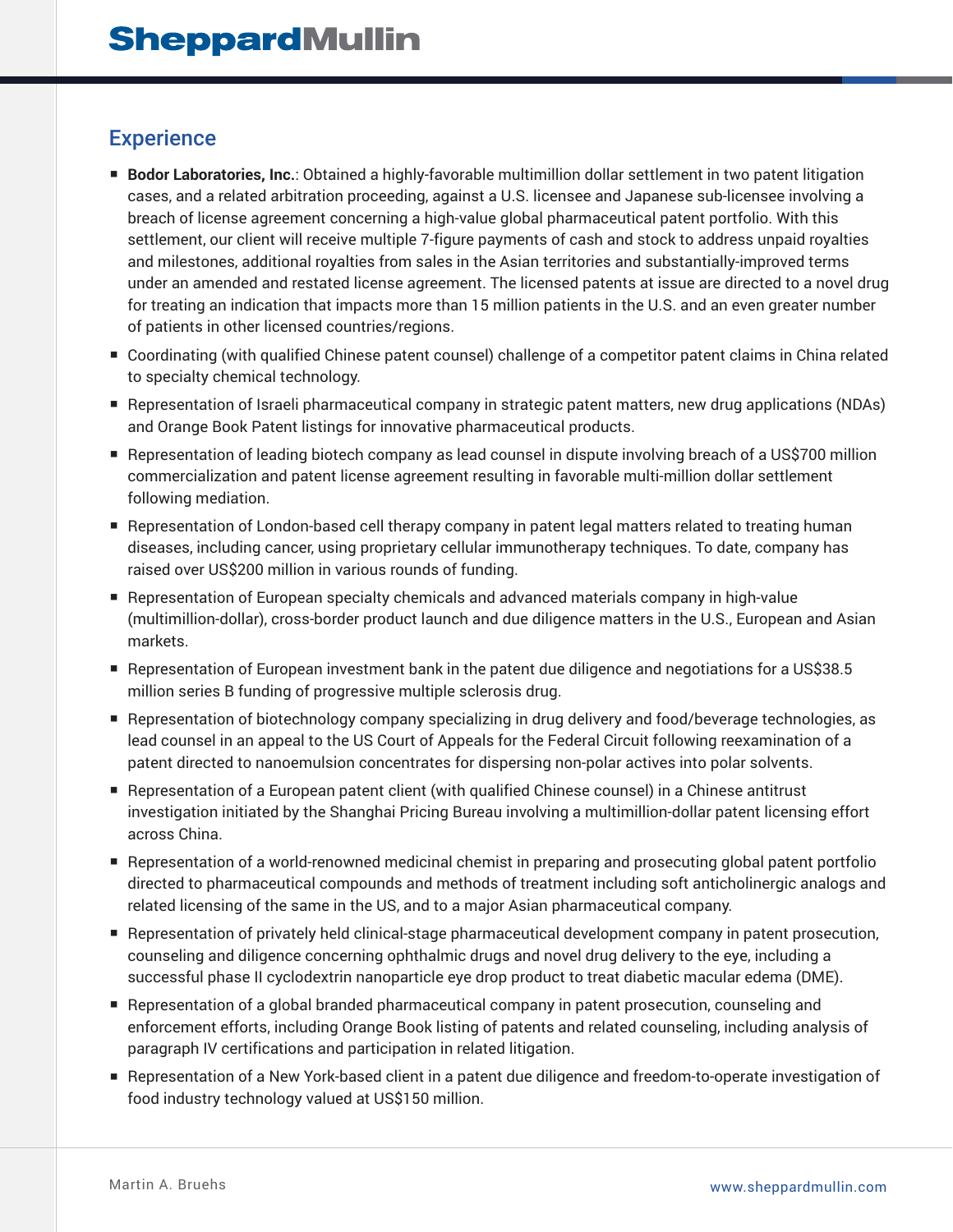## Experience

- **Bodor Laboratories, Inc.**: Obtained a highly-favorable multimillion dollar settlement in two patent litigation cases, and a related arbitration proceeding, against a U.S. licensee and Japanese sub-licensee involving a breach of license agreement concerning a high-value global pharmaceutical patent portfolio. With this settlement, our client will receive multiple 7-figure payments of cash and stock to address unpaid royalties and milestones, additional royalties from sales in the Asian territories and substantially-improved terms under an amended and restated license agreement. The licensed patents at issue are directed to a novel drug for treating an indication that impacts more than 15 million patients in the U.S. and an even greater number of patients in other licensed countries/regions.
- Coordinating (with qualified Chinese patent counsel) challenge of a competitor patent claims in China related to specialty chemical technology.
- Representation of Israeli pharmaceutical company in strategic patent matters, new drug applications (NDAs) and Orange Book Patent listings for innovative pharmaceutical products.
- Representation of leading biotech company as lead counsel in dispute involving breach of a US$700 million commercialization and patent license agreement resulting in favorable multi-million dollar settlement following mediation.
- Representation of London-based cell therapy company in patent legal matters related to treating human diseases, including cancer, using proprietary cellular immunotherapy techniques. To date, company has raised over US$200 million in various rounds of funding.
- Representation of European specialty chemicals and advanced materials company in high-value (multimillion-dollar), cross-border product launch and due diligence matters in the U.S., European and Asian markets.
- Representation of European investment bank in the patent due diligence and negotiations for a US$38.5 million series B funding of progressive multiple sclerosis drug.
- Representation of biotechnology company specializing in drug delivery and food/beverage technologies, as lead counsel in an appeal to the US Court of Appeals for the Federal Circuit following reexamination of a patent directed to nanoemulsion concentrates for dispersing non-polar actives into polar solvents.
- Representation of a European patent client (with qualified Chinese counsel) in a Chinese antitrust investigation initiated by the Shanghai Pricing Bureau involving a multimillion-dollar patent licensing effort across China.
- Representation of a world-renowned medicinal chemist in preparing and prosecuting global patent portfolio directed to pharmaceutical compounds and methods of treatment including soft anticholinergic analogs and related licensing of the same in the US, and to a major Asian pharmaceutical company.
- Representation of privately held clinical-stage pharmaceutical development company in patent prosecution, counseling and diligence concerning ophthalmic drugs and novel drug delivery to the eye, including a successful phase II cyclodextrin nanoparticle eye drop product to treat diabetic macular edema (DME).
- Representation of a global branded pharmaceutical company in patent prosecution, counseling and enforcement efforts, including Orange Book listing of patents and related counseling, including analysis of paragraph IV certifications and participation in related litigation.
- Representation of a New York-based client in a patent due diligence and freedom-to-operate investigation of food industry technology valued at US$150 million.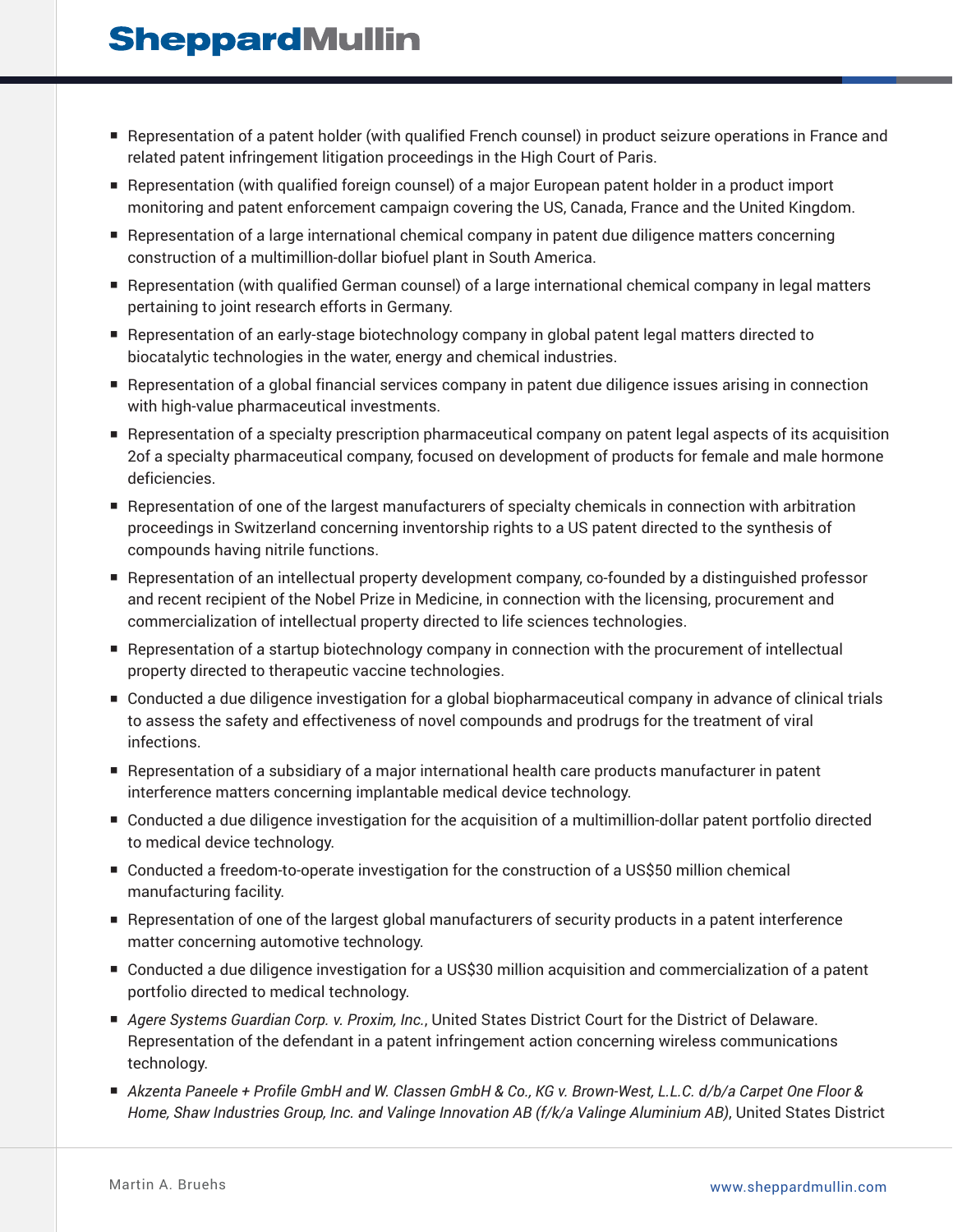- Representation of a patent holder (with qualified French counsel) in product seizure operations in France and related patent infringement litigation proceedings in the High Court of Paris.
- Representation (with qualified foreign counsel) of a major European patent holder in a product import monitoring and patent enforcement campaign covering the US, Canada, France and the United Kingdom.
- Representation of a large international chemical company in patent due diligence matters concerning construction of a multimillion-dollar biofuel plant in South America.
- Representation (with qualified German counsel) of a large international chemical company in legal matters pertaining to joint research efforts in Germany.
- Representation of an early-stage biotechnology company in global patent legal matters directed to biocatalytic technologies in the water, energy and chemical industries.
- Representation of a global financial services company in patent due diligence issues arising in connection with high-value pharmaceutical investments.
- Representation of a specialty prescription pharmaceutical company on patent legal aspects of its acquisition 2of a specialty pharmaceutical company, focused on development of products for female and male hormone deficiencies.
- Representation of one of the largest manufacturers of specialty chemicals in connection with arbitration proceedings in Switzerland concerning inventorship rights to a US patent directed to the synthesis of compounds having nitrile functions.
- Representation of an intellectual property development company, co-founded by a distinguished professor and recent recipient of the Nobel Prize in Medicine, in connection with the licensing, procurement and commercialization of intellectual property directed to life sciences technologies.
- Representation of a startup biotechnology company in connection with the procurement of intellectual property directed to therapeutic vaccine technologies.
- Conducted a due diligence investigation for a global biopharmaceutical company in advance of clinical trials to assess the safety and effectiveness of novel compounds and prodrugs for the treatment of viral infections.
- Representation of a subsidiary of a major international health care products manufacturer in patent interference matters concerning implantable medical device technology.
- Conducted a due diligence investigation for the acquisition of a multimillion-dollar patent portfolio directed to medical device technology.
- Conducted a freedom-to-operate investigation for the construction of a US$50 million chemical manufacturing facility.
- Representation of one of the largest global manufacturers of security products in a patent interference matter concerning automotive technology.
- Conducted a due diligence investigation for a US$30 million acquisition and commercialization of a patent portfolio directed to medical technology.
- *Agere Systems Guardian Corp. v. Proxim, Inc.*, United States District Court for the District of Delaware. Representation of the defendant in a patent infringement action concerning wireless communications technology.
- *Akzenta Paneele + Profile GmbH and W. Classen GmbH & Co., KG v. Brown-West, L.L.C. d/b/a Carpet One Floor & Home, Shaw Industries Group, Inc. and Valinge Innovation AB (f/k/a Valinge Aluminium AB)*, United States District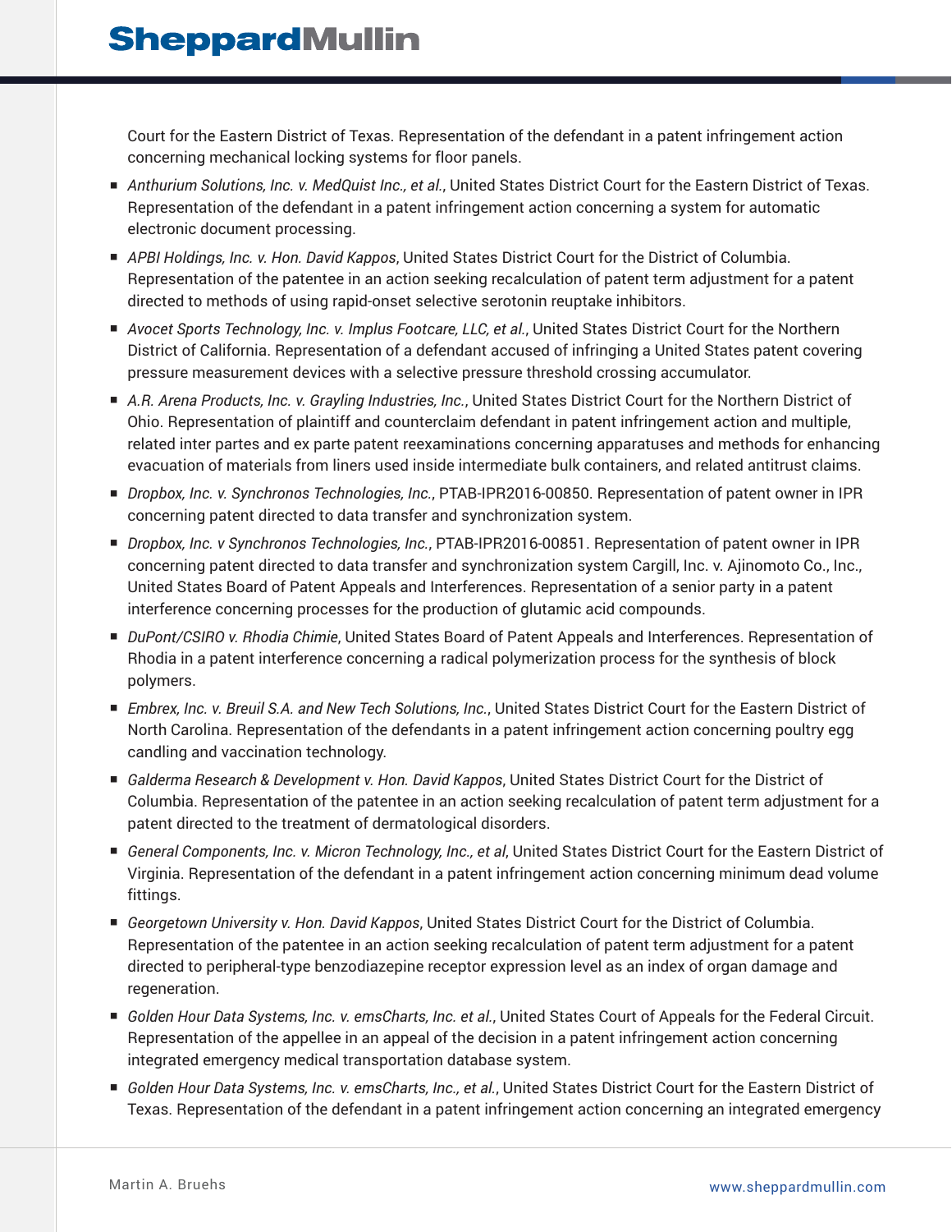Court for the Eastern District of Texas. Representation of the defendant in a patent infringement action concerning mechanical locking systems for floor panels.

- *Anthurium Solutions, Inc. v. MedQuist Inc., et al.*, United States District Court for the Eastern District of Texas. Representation of the defendant in a patent infringement action concerning a system for automatic electronic document processing.
- *APBI Holdings, Inc. v. Hon. David Kappos*, United States District Court for the District of Columbia. Representation of the patentee in an action seeking recalculation of patent term adjustment for a patent directed to methods of using rapid-onset selective serotonin reuptake inhibitors.
- *Avocet Sports Technology, Inc. v. Implus Footcare, LLC, et al.*, United States District Court for the Northern District of California. Representation of a defendant accused of infringing a United States patent covering pressure measurement devices with a selective pressure threshold crossing accumulator.
- *A.R. Arena Products, Inc. v. Grayling Industries, Inc.*, United States District Court for the Northern District of Ohio. Representation of plaintiff and counterclaim defendant in patent infringement action and multiple, related inter partes and ex parte patent reexaminations concerning apparatuses and methods for enhancing evacuation of materials from liners used inside intermediate bulk containers, and related antitrust claims.
- *Dropbox, Inc. v. Synchronos Technologies, Inc.*, PTAB-IPR2016-00850. Representation of patent owner in IPR concerning patent directed to data transfer and synchronization system.
- *Dropbox, Inc. v Synchronos Technologies, Inc.*, PTAB-IPR2016-00851. Representation of patent owner in IPR concerning patent directed to data transfer and synchronization system Cargill, Inc. v. Ajinomoto Co., Inc., United States Board of Patent Appeals and Interferences. Representation of a senior party in a patent interference concerning processes for the production of glutamic acid compounds.
- *DuPont/CSIRO v. Rhodia Chimie*, United States Board of Patent Appeals and Interferences. Representation of Rhodia in a patent interference concerning a radical polymerization process for the synthesis of block polymers.
- *Embrex, Inc. v. Breuil S.A. and New Tech Solutions, Inc.*, United States District Court for the Eastern District of North Carolina. Representation of the defendants in a patent infringement action concerning poultry egg candling and vaccination technology.
- *Galderma Research & Development v. Hon. David Kappos*, United States District Court for the District of Columbia. Representation of the patentee in an action seeking recalculation of patent term adjustment for a patent directed to the treatment of dermatological disorders.
- *General Components, Inc. v. Micron Technology, Inc., et al*, United States District Court for the Eastern District of Virginia. Representation of the defendant in a patent infringement action concerning minimum dead volume fittings.
- *Georgetown University v. Hon. David Kappos*, United States District Court for the District of Columbia. Representation of the patentee in an action seeking recalculation of patent term adjustment for a patent directed to peripheral-type benzodiazepine receptor expression level as an index of organ damage and regeneration.
- *Golden Hour Data Systems, Inc. v. emsCharts, Inc. et al.*, United States Court of Appeals for the Federal Circuit. Representation of the appellee in an appeal of the decision in a patent infringement action concerning integrated emergency medical transportation database system.
- *Golden Hour Data Systems, Inc. v. emsCharts, Inc., et al.*, United States District Court for the Eastern District of Texas. Representation of the defendant in a patent infringement action concerning an integrated emergency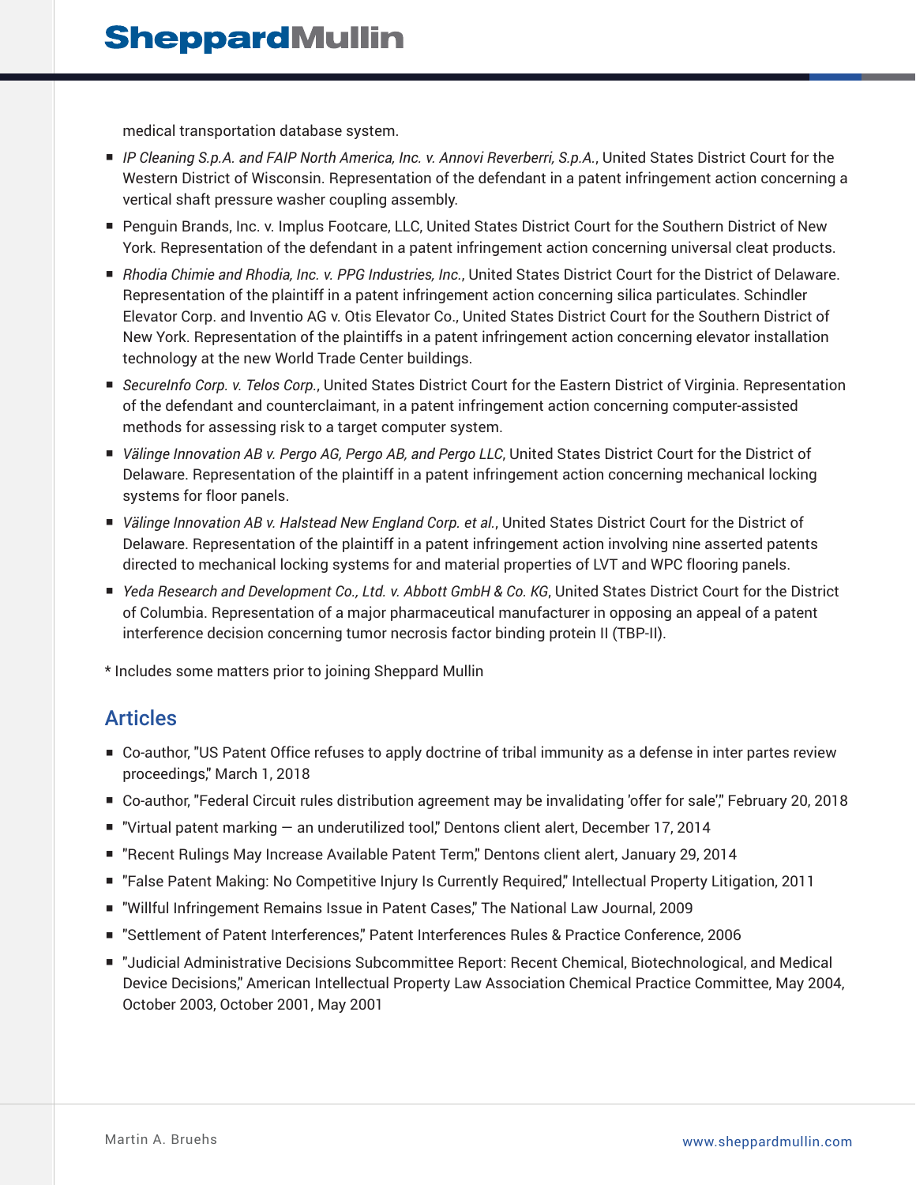medical transportation database system.

- *IP Cleaning S.p.A. and FAIP North America, Inc. v. Annovi Reverberri, S.p.A.*, United States District Court for the Western District of Wisconsin. Representation of the defendant in a patent infringement action concerning a vertical shaft pressure washer coupling assembly.
- Penguin Brands, Inc. v. Implus Footcare, LLC, United States District Court for the Southern District of New York. Representation of the defendant in a patent infringement action concerning universal cleat products.
- *Rhodia Chimie and Rhodia, Inc. v. PPG Industries, Inc.*, United States District Court for the District of Delaware. Representation of the plaintiff in a patent infringement action concerning silica particulates. Schindler Elevator Corp. and Inventio AG v. Otis Elevator Co., United States District Court for the Southern District of New York. Representation of the plaintiffs in a patent infringement action concerning elevator installation technology at the new World Trade Center buildings.
- *SecureInfo Corp. v. Telos Corp.*, United States District Court for the Eastern District of Virginia. Representation of the defendant and counterclaimant, in a patent infringement action concerning computer-assisted methods for assessing risk to a target computer system.
- *Välinge Innovation AB v. Pergo AG, Pergo AB, and Pergo LLC*, United States District Court for the District of Delaware. Representation of the plaintiff in a patent infringement action concerning mechanical locking systems for floor panels.
- *Välinge Innovation AB v. Halstead New England Corp. et al.*, United States District Court for the District of Delaware. Representation of the plaintiff in a patent infringement action involving nine asserted patents directed to mechanical locking systems for and material properties of LVT and WPC flooring panels.
- *Yeda Research and Development Co., Ltd. v. Abbott GmbH & Co. KG*, United States District Court for the District of Columbia. Representation of a major pharmaceutical manufacturer in opposing an appeal of a patent interference decision concerning tumor necrosis factor binding protein II (TBP-II).

* Includes some matters prior to joining Sheppard Mullin

## Articles

- Co-author, "US Patent Office refuses to apply doctrine of tribal immunity as a defense in inter partes review proceedings," March 1, 2018
- Co-author, "Federal Circuit rules distribution agreement may be invalidating 'offer for sale'," February 20, 2018
- "Virtual patent marking — an underutilized tool," Dentons client alert, December 17, 2014
- "Recent Rulings May Increase Available Patent Term," Dentons client alert, January 29, 2014
- "False Patent Making: No Competitive Injury Is Currently Required," Intellectual Property Litigation, 2011
- "Willful Infringement Remains Issue in Patent Cases," The National Law Journal, 2009
- "Settlement of Patent Interferences," Patent Interferences Rules & Practice Conference, 2006
- "Judicial Administrative Decisions Subcommittee Report: Recent Chemical, Biotechnological, and Medical Device Decisions," American Intellectual Property Law Association Chemical Practice Committee, May 2004, October 2003, October 2001, May 2001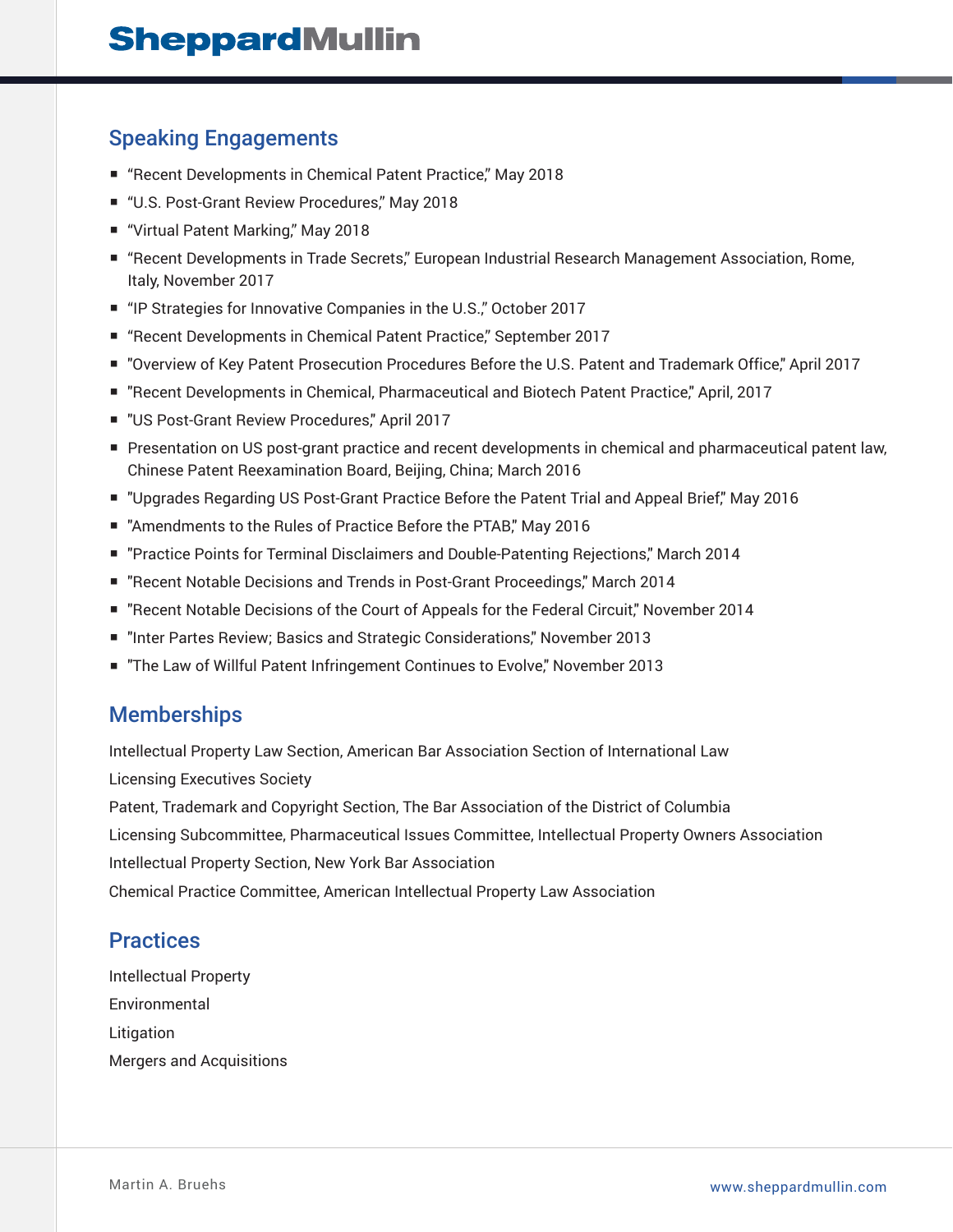## Speaking Engagements

- "Recent Developments in Chemical Patent Practice," May 2018
- "U.S. Post-Grant Review Procedures," May 2018
- "Virtual Patent Marking," May 2018
- "Recent Developments in Trade Secrets," European Industrial Research Management Association, Rome, Italy, November 2017
- "IP Strategies for Innovative Companies in the U.S.," October 2017
- "Recent Developments in Chemical Patent Practice," September 2017
- "Overview of Key Patent Prosecution Procedures Before the U.S. Patent and Trademark Office," April 2017
- "Recent Developments in Chemical, Pharmaceutical and Biotech Patent Practice," April, 2017
- "US Post-Grant Review Procedures," April 2017
- Presentation on US post-grant practice and recent developments in chemical and pharmaceutical patent law, Chinese Patent Reexamination Board, Beijing, China; March 2016
- "Upgrades Regarding US Post-Grant Practice Before the Patent Trial and Appeal Brief," May 2016
- "Amendments to the Rules of Practice Before the PTAB," May 2016
- "Practice Points for Terminal Disclaimers and Double-Patenting Rejections," March 2014
- "Recent Notable Decisions and Trends in Post-Grant Proceedings," March 2014
- "Recent Notable Decisions of the Court of Appeals for the Federal Circuit," November 2014
- "Inter Partes Review; Basics and Strategic Considerations," November 2013
- "The Law of Willful Patent Infringement Continues to Evolve," November 2013

## Memberships

Intellectual Property Law Section, American Bar Association Section of International Law

Licensing Executives Society

Patent, Trademark and Copyright Section, The Bar Association of the District of Columbia

Licensing Subcommittee, Pharmaceutical Issues Committee, Intellectual Property Owners Association

Intellectual Property Section, New York Bar Association

Chemical Practice Committee, American Intellectual Property Law Association

## Practices

Intellectual Property

Environmental

Litigation

Mergers and Acquisitions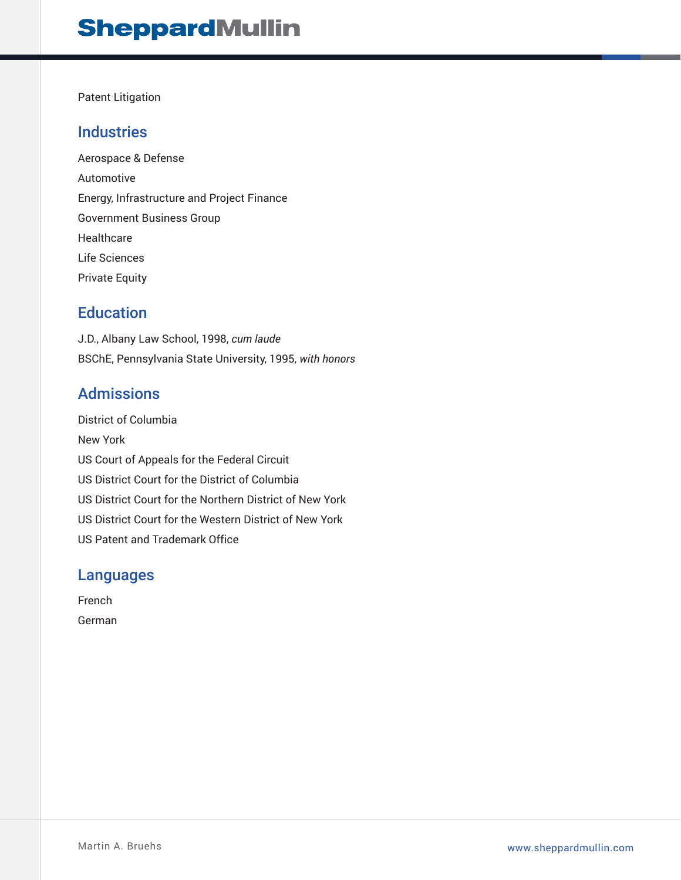Patent Litigation

## Industries

Aerospace & Defense

Automotive

Energy, Infrastructure and Project Finance

Government Business Group

Healthcare

Life Sciences

Private Equity

## Education

J.D., Albany Law School, 1998, *cum laude*

BSChE, Pennsylvania State University, 1995, *with honors*

## Admissions

District of Columbia

New York

US Court of Appeals for the Federal Circuit

US District Court for the District of Columbia

US District Court for the Northern District of New York

US District Court for the Western District of New York

US Patent and Trademark Office

## Languages

French

German